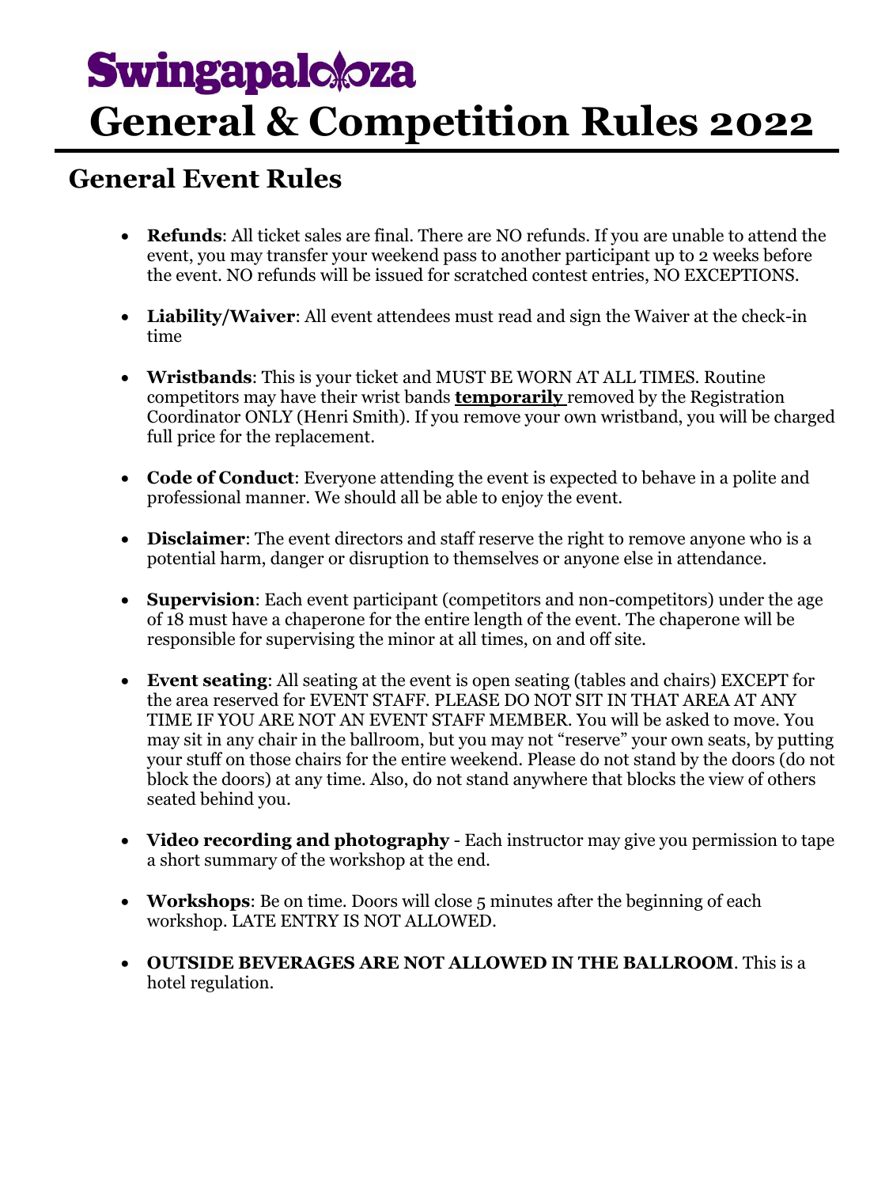# Swingapalooza

# General & Competition Rules 2022

## General Event Rules

- **Refunds**: All ticket sales are final. There are NO refunds. If you are unable to attend the event, you may transfer your weekend pass to another participant up to 2 weeks before the event. NO refunds will be issued for scratched contest entries, NO EXCEPTIONS.

- **Liability/Waiver**: All event attendees must read and sign the Waiver at the check-in time

- **Wristbands**: This is your ticket and MUST BE WORN AT ALL TIMES. Routine competitors may have their wrist bands **temporarily** removed by the Registration Coordinator ONLY (Henri Smith). If you remove your own wristband, you will be charged full price for the replacement.

- **Code of Conduct**: Everyone attending the event is expected to behave in a polite and professional manner. We should all be able to enjoy the event.

- **Disclaimer**: The event directors and staff reserve the right to remove anyone who is a potential harm, danger or disruption to themselves or anyone else in attendance.

- **Supervision**: Each event participant (competitors and non-competitors) under the age of 18 must have a chaperone for the entire length of the event. The chaperone will be responsible for supervising the minor at all times, on and off site.

- **Event seating**: All seating at the event is open seating (tables and chairs) EXCEPT for the area reserved for EVENT STAFF. PLEASE DO NOT SIT IN THAT AREA AT ANY TIME IF YOU ARE NOT AN EVENT STAFF MEMBER. You will be asked to move. You may sit in any chair in the ballroom, but you may not "reserve" your own seats, by putting your stuff on those chairs for the entire weekend. Please do not stand by the doors (do not block the doors) at any time. Also, do not stand anywhere that blocks the view of others seated behind you.

- **Video recording and photography** - Each instructor may give you permission to tape a short summary of the workshop at the end.

- **Workshops**: Be on time. Doors will close 5 minutes after the beginning of each workshop. LATE ENTRY IS NOT ALLOWED.

- **OUTSIDE BEVERAGES ARE NOT ALLOWED IN THE BALLROOM**. This is a hotel regulation.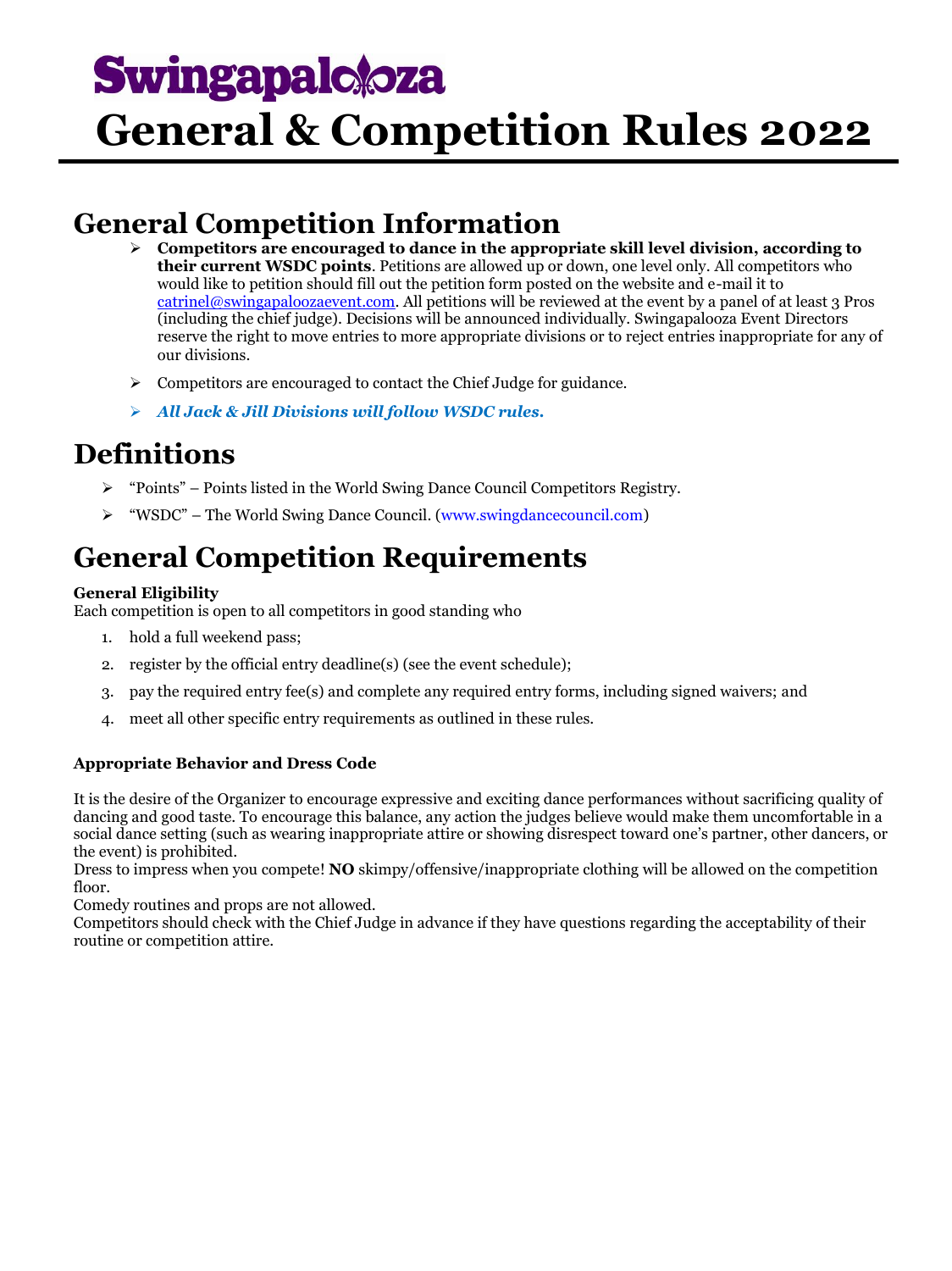# Swingapalooza

# General & Competition Rules 2022

## General Competition Information

- **Competitors are encouraged to dance in the appropriate skill level division, according to their current WSDC points**. Petitions are allowed up or down, one level only. All competitors who would like to petition should fill out the petition form posted on the website and e-mail it to catrinel@swingapaloozaevent.com. All petitions will be reviewed at the event by a panel of at least 3 Pros (including the chief judge). Decisions will be announced individually. Swingapalooza Event Directors reserve the right to move entries to more appropriate divisions or to reject entries inappropriate for any of our divisions.
- Competitors are encouraged to contact the Chief Judge for guidance.
- ***All Jack & Jill Divisions will follow WSDC rules.***

## Definitions

- "Points" – Points listed in the World Swing Dance Council Competitors Registry.
- "WSDC" – The World Swing Dance Council. (www.swingdancecouncil.com)

## General Competition Requirements

**General Eligibility**

Each competition is open to all competitors in good standing who

1. hold a full weekend pass;
2. register by the official entry deadline(s) (see the event schedule);
3. pay the required entry fee(s) and complete any required entry forms, including signed waivers; and
4. meet all other specific entry requirements as outlined in these rules.

**Appropriate Behavior and Dress Code**

It is the desire of the Organizer to encourage expressive and exciting dance performances without sacrificing quality of dancing and good taste. To encourage this balance, any action the judges believe would make them uncomfortable in a social dance setting (such as wearing inappropriate attire or showing disrespect toward one's partner, other dancers, or the event) is prohibited.

Dress to impress when you compete! **NO** skimpy/offensive/inappropriate clothing will be allowed on the competition floor.

Comedy routines and props are not allowed.

Competitors should check with the Chief Judge in advance if they have questions regarding the acceptability of their routine or competition attire.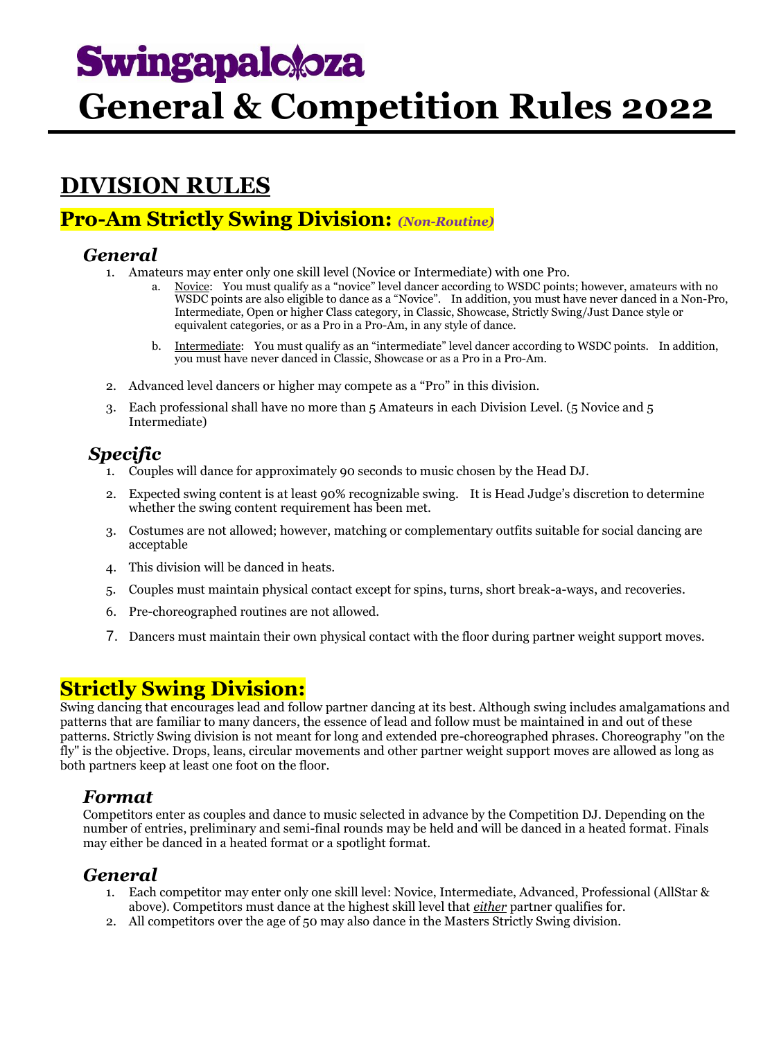# Swingapalooza

# General & Competition Rules 2022

## DIVISION RULES

### Pro-Am Strictly Swing Division: *(Non-Routine)*

#### *General*

1. Amateurs may enter only one skill level (Novice or Intermediate) with one Pro.
    a. Novice: You must qualify as a "novice" level dancer according to WSDC points; however, amateurs with no WSDC points are also eligible to dance as a "Novice". In addition, you must have never danced in a Non-Pro, Intermediate, Open or higher Class category, in Classic, Showcase, Strictly Swing/Just Dance style or equivalent categories, or as a Pro in a Pro-Am, in any style of dance.
    b. Intermediate: You must qualify as an "intermediate" level dancer according to WSDC points. In addition, you must have never danced in Classic, Showcase or as a Pro in a Pro-Am.
2. Advanced level dancers or higher may compete as a "Pro" in this division.
3. Each professional shall have no more than 5 Amateurs in each Division Level. (5 Novice and 5 Intermediate)

#### *Specific*

1. Couples will dance for approximately 90 seconds to music chosen by the Head DJ.
2. Expected swing content is at least 90% recognizable swing. It is Head Judge's discretion to determine whether the swing content requirement has been met.
3. Costumes are not allowed; however, matching or complementary outfits suitable for social dancing are acceptable
4. This division will be danced in heats.
5. Couples must maintain physical contact except for spins, turns, short break-a-ways, and recoveries.
6. Pre-choreographed routines are not allowed.
7. Dancers must maintain their own physical contact with the floor during partner weight support moves.

### Strictly Swing Division:

Swing dancing that encourages lead and follow partner dancing at its best. Although swing includes amalgamations and patterns that are familiar to many dancers, the essence of lead and follow must be maintained in and out of these patterns. Strictly Swing division is not meant for long and extended pre-choreographed phrases. Choreography "on the fly" is the objective. Drops, leans, circular movements and other partner weight support moves are allowed as long as both partners keep at least one foot on the floor.

#### *Format*

Competitors enter as couples and dance to music selected in advance by the Competition DJ. Depending on the number of entries, preliminary and semi-final rounds may be held and will be danced in a heated format. Finals may either be danced in a heated format or a spotlight format.

#### *General*

1. Each competitor may enter only one skill level: Novice, Intermediate, Advanced, Professional (AllStar & above). Competitors must dance at the highest skill level that *either* partner qualifies for.
2. All competitors over the age of 50 may also dance in the Masters Strictly Swing division.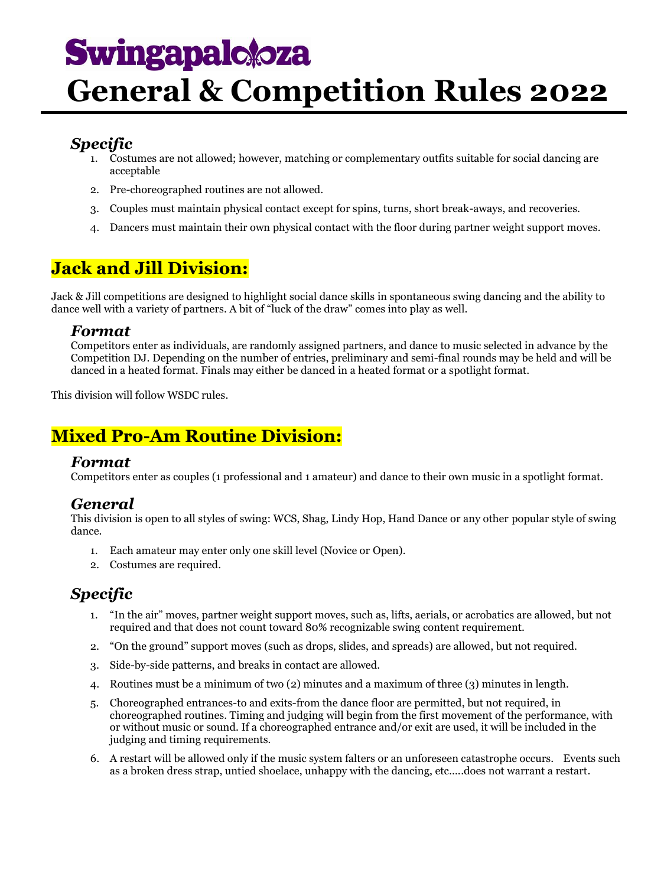# Swingapalooza
# General & Competition Rules 2022

### *Specific*

1. Costumes are not allowed; however, matching or complementary outfits suitable for social dancing are acceptable
2. Pre-choreographed routines are not allowed.
3. Couples must maintain physical contact except for spins, turns, short break-aways, and recoveries.
4. Dancers must maintain their own physical contact with the floor during partner weight support moves.

## Jack and Jill Division:

Jack & Jill competitions are designed to highlight social dance skills in spontaneous swing dancing and the ability to dance well with a variety of partners. A bit of "luck of the draw" comes into play as well.

### *Format*

Competitors enter as individuals, are randomly assigned partners, and dance to music selected in advance by the Competition DJ. Depending on the number of entries, preliminary and semi-final rounds may be held and will be danced in a heated format. Finals may either be danced in a heated format or a spotlight format.

This division will follow WSDC rules.

## Mixed Pro-Am Routine Division:

### *Format*

Competitors enter as couples (1 professional and 1 amateur) and dance to their own music in a spotlight format.

### *General*

This division is open to all styles of swing: WCS, Shag, Lindy Hop, Hand Dance or any other popular style of swing dance.

1. Each amateur may enter only one skill level (Novice or Open).
2. Costumes are required.

### *Specific*

1. "In the air" moves, partner weight support moves, such as, lifts, aerials, or acrobatics are allowed, but not required and that does not count toward 80% recognizable swing content requirement.
2. "On the ground" support moves (such as drops, slides, and spreads) are allowed, but not required.
3. Side-by-side patterns, and breaks in contact are allowed.
4. Routines must be a minimum of two (2) minutes and a maximum of three (3) minutes in length.
5. Choreographed entrances-to and exits-from the dance floor are permitted, but not required, in choreographed routines. Timing and judging will begin from the first movement of the performance, with or without music or sound. If a choreographed entrance and/or exit are used, it will be included in the judging and timing requirements.
6. A restart will be allowed only if the music system falters or an unforeseen catastrophe occurs. Events such as a broken dress strap, untied shoelace, unhappy with the dancing, etc.....does not warrant a restart.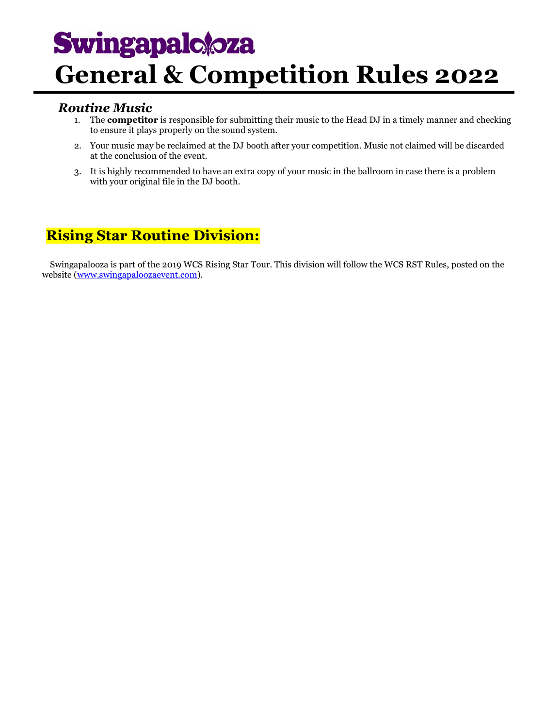# Swingapalooza

# General & Competition Rules 2022

### *Routine Music*

1. The **competitor** is responsible for submitting their music to the Head DJ in a timely manner and checking to ensure it plays properly on the sound system.
2. Your music may be reclaimed at the DJ booth after your competition. Music not claimed will be discarded at the conclusion of the event.
3. It is highly recommended to have an extra copy of your music in the ballroom in case there is a problem with your original file in the DJ booth.

## Rising Star Routine Division:

Swingapalooza is part of the 2019 WCS Rising Star Tour. This division will follow the WCS RST Rules, posted on the website ([www.swingapaloozaevent.com](http://www.swingapaloozaevent.com)).